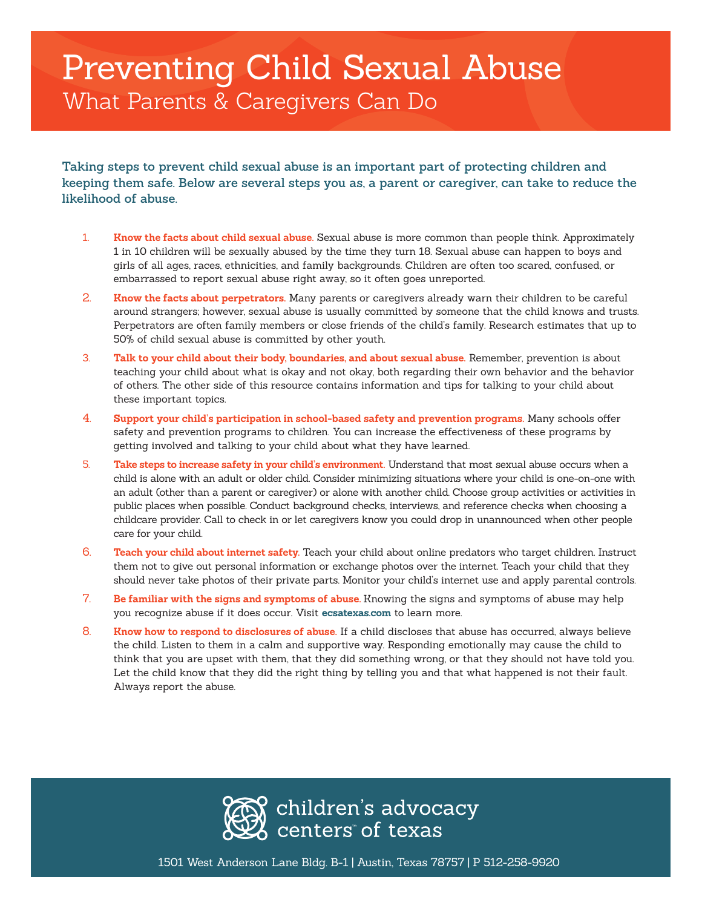# Preventing Child Sexual Abuse

## What Parents & Caregivers Can Do

**Taking steps to prevent child sexual abuse is an important part of protecting children and keeping them safe. Below are several steps you as, a parent or caregiver, can take to reduce the likelihood of abuse.**

1. **Know the facts about child sexual abuse.** Sexual abuse is more common than people think. Approximately 1 in 10 children will be sexually abused by the time they turn 18. Sexual abuse can happen to boys and girls of all ages, races, ethnicities, and family backgrounds. Children are often too scared, confused, or embarrassed to report sexual abuse right away, so it often goes unreported.
2. **Know the facts about perpetrators.** Many parents or caregivers already warn their children to be careful around strangers; however, sexual abuse is usually committed by someone that the child knows and trusts. Perpetrators are often family members or close friends of the child's family. Research estimates that up to 50% of child sexual abuse is committed by other youth.
3. **Talk to your child about their body, boundaries, and about sexual abuse.** Remember, prevention is about teaching your child about what is okay and not okay, both regarding their own behavior and the behavior of others. The other side of this resource contains information and tips for talking to your child about these important topics.
4. **Support your child's participation in school-based safety and prevention programs.** Many schools offer safety and prevention programs to children. You can increase the effectiveness of these programs by getting involved and talking to your child about what they have learned.
5. **Take steps to increase safety in your child's environment.** Understand that most sexual abuse occurs when a child is alone with an adult or older child. Consider minimizing situations where your child is one-on-one with an adult (other than a parent or caregiver) or alone with another child. Choose group activities or activities in public places when possible. Conduct background checks, interviews, and reference checks when choosing a childcare provider. Call to check in or let caregivers know you could drop in unannounced when other people care for your child.
6. **Teach your child about internet safety.** Teach your child about online predators who target children. Instruct them not to give out personal information or exchange photos over the internet. Teach your child that they should never take photos of their private parts. Monitor your child's internet use and apply parental controls.
7. **Be familiar with the signs and symptoms of abuse.** Knowing the signs and symptoms of abuse may help you recognize abuse if it does occur. Visit **ecsatexas.com** to learn more.
8. **Know how to respond to disclosures of abuse.** If a child discloses that abuse has occurred, always believe the child. Listen to them in a calm and supportive way. Responding emotionally may cause the child to think that you are upset with them, that they did something wrong, or that they should not have told you. Let the child know that they did the right thing by telling you and that what happened is not their fault. Always report the abuse.

children's advocacy centers™ of texas

1501 West Anderson Lane Bldg. B-1 | Austin, Texas 78757 | P 512-258-9920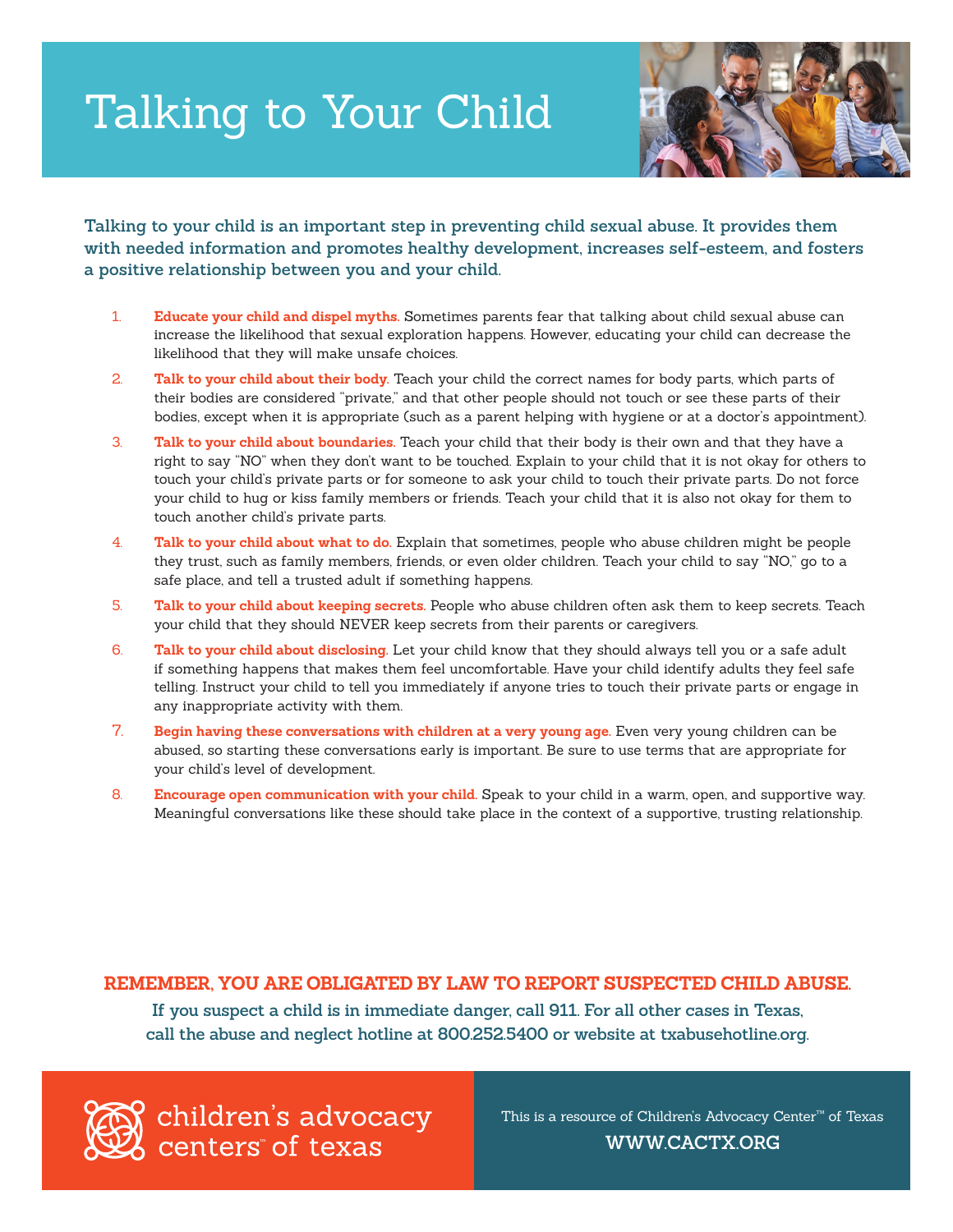# Talking to Your Child

**Talking to your child is an important step in preventing child sexual abuse. It provides them with needed information and promotes healthy development, increases self-esteem, and fosters a positive relationship between you and your child.**

1. **Educate your child and dispel myths.** Sometimes parents fear that talking about child sexual abuse can increase the likelihood that sexual exploration happens. However, educating your child can decrease the likelihood that they will make unsafe choices.
2. **Talk to your child about their body.** Teach your child the correct names for body parts, which parts of their bodies are considered "private," and that other people should not touch or see these parts of their bodies, except when it is appropriate (such as a parent helping with hygiene or at a doctor's appointment).
3. **Talk to your child about boundaries.** Teach your child that their body is their own and that they have a right to say "NO" when they don't want to be touched. Explain to your child that it is not okay for others to touch your child's private parts or for someone to ask your child to touch their private parts. Do not force your child to hug or kiss family members or friends. Teach your child that it is also not okay for them to touch another child's private parts.
4. **Talk to your child about what to do.** Explain that sometimes, people who abuse children might be people they trust, such as family members, friends, or even older children. Teach your child to say "NO," go to a safe place, and tell a trusted adult if something happens.
5. **Talk to your child about keeping secrets.** People who abuse children often ask them to keep secrets. Teach your child that they should NEVER keep secrets from their parents or caregivers.
6. **Talk to your child about disclosing.** Let your child know that they should always tell you or a safe adult if something happens that makes them feel uncomfortable. Have your child identify adults they feel safe telling. Instruct your child to tell you immediately if anyone tries to touch their private parts or engage in any inappropriate activity with them.
7. **Begin having these conversations with children at a very young age.** Even very young children can be abused, so starting these conversations early is important. Be sure to use terms that are appropriate for your child's level of development.
8. **Encourage open communication with your child.** Speak to your child in a warm, open, and supportive way. Meaningful conversations like these should take place in the context of a supportive, trusting relationship.

**REMEMBER, YOU ARE OBLIGATED BY LAW TO REPORT SUSPECTED CHILD ABUSE.**

**If you suspect a child is in immediate danger, call 911. For all other cases in Texas, call the abuse and neglect hotline at 800.252.5400 or website at txabusehotline.org.**

children's advocacy centers™ of texas

This is a resource of Children's Advocacy Center™ of Texas

**WWW.CACTX.ORG**